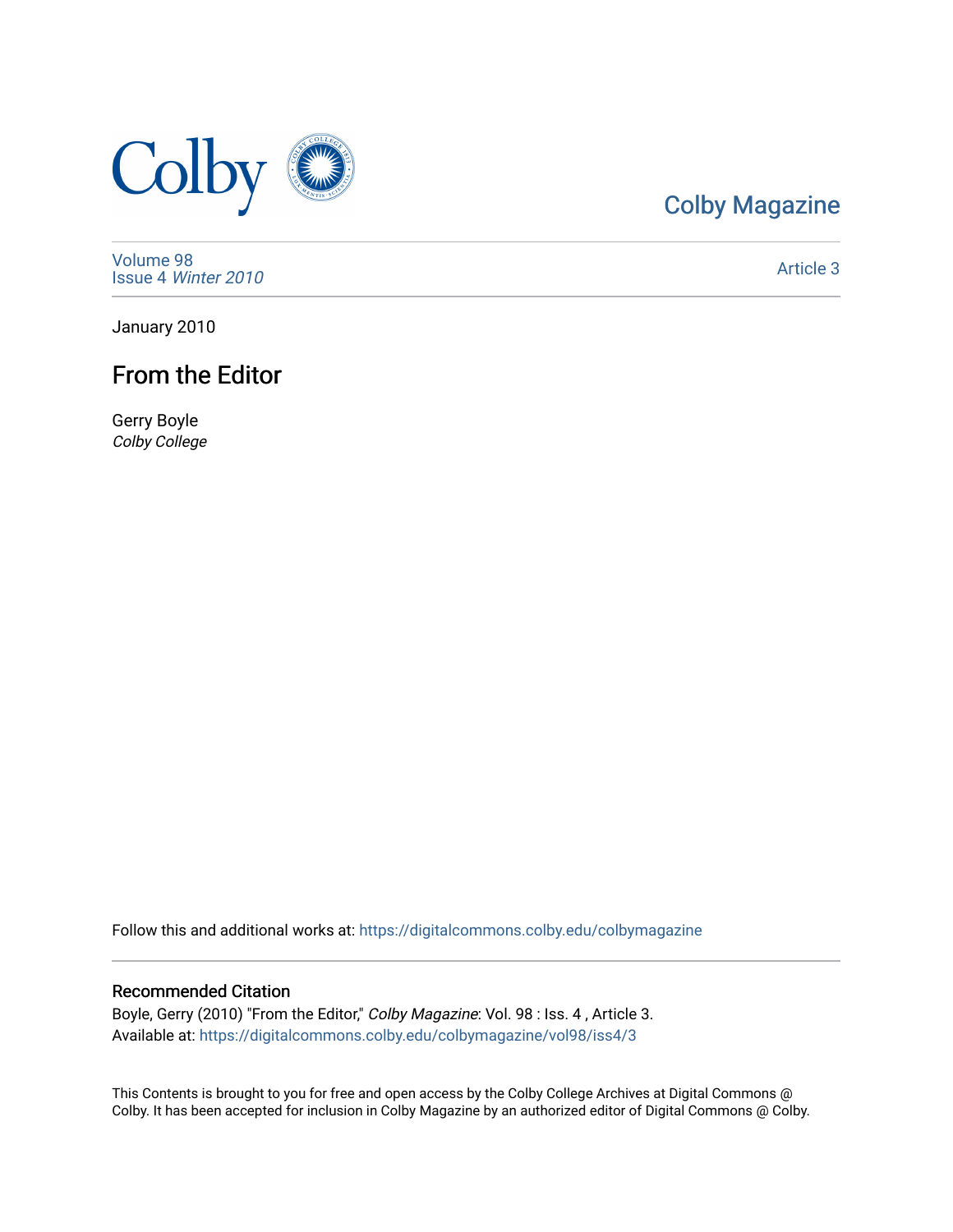Colby Magazine

Volume 98
Issue 4 *Winter 2010*

Article 3

January 2010

# From the Editor

Gerry Boyle
*Colby College*

Follow this and additional works at: https://digitalcommons.colby.edu/colbymagazine

## Recommended Citation

Boyle, Gerry (2010) "From the Editor," *Colby Magazine*: Vol. 98 : Iss. 4 , Article 3.
Available at: https://digitalcommons.colby.edu/colbymagazine/vol98/iss4/3

This Contents is brought to you for free and open access by the Colby College Archives at Digital Commons @ Colby. It has been accepted for inclusion in Colby Magazine by an authorized editor of Digital Commons @ Colby.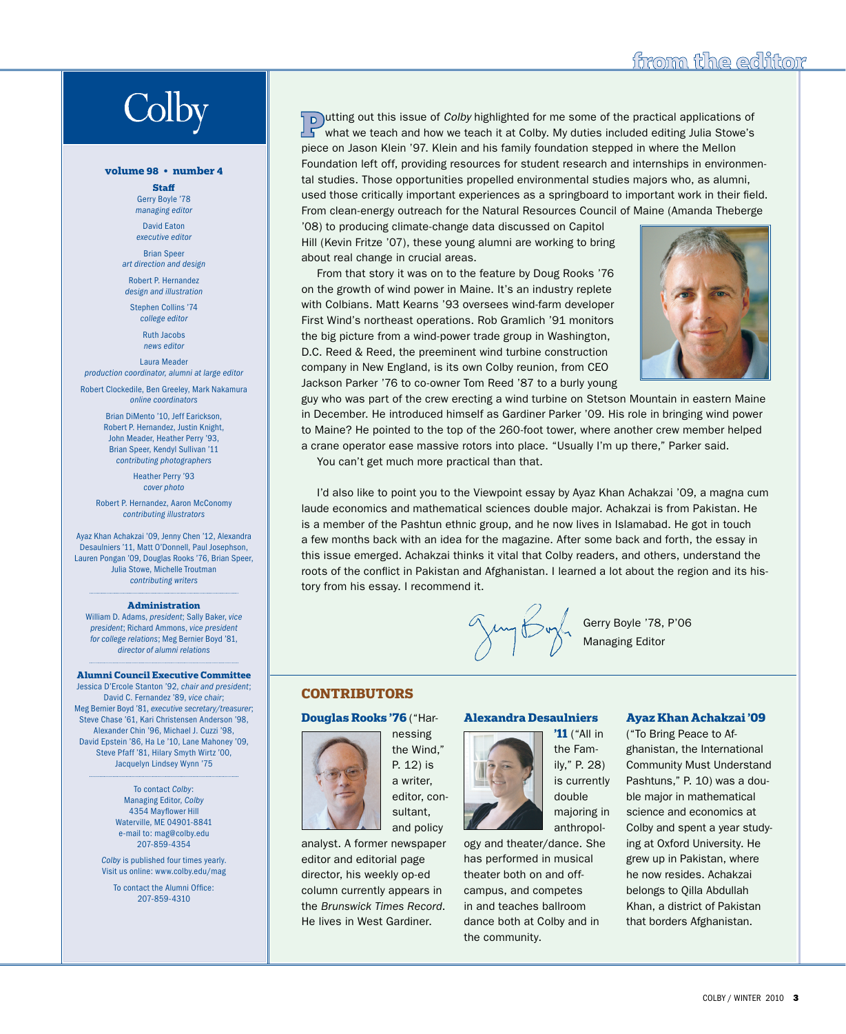# from the editor

# Colby

**volume 98 • number 4**

**Staff**

Gerry Boyle '78
*managing editor*

David Eaton
*executive editor*

Brian Speer
*art direction and design*

Robert P. Hernandez
*design and illustration*

Stephen Collins '74
*college editor*

Ruth Jacobs
*news editor*

Laura Meader
*production coordinator, alumni at large editor*

Robert Clockedile, Ben Greeley, Mark Nakamura
*online coordinators*

Brian DiMento '10, Jeff Earickson, Robert P. Hernandez, Justin Knight, John Meader, Heather Perry '93, Brian Speer, Kendyl Sullivan '11
*contributing photographers*

Heather Perry '93
*cover photo*

Robert P. Hernandez, Aaron McConomy
*contributing illustrators*

Ayaz Khan Achakzai '09, Jenny Chen '12, Alexandra Desaulniers '11, Matt O'Donnell, Paul Josephson, Lauren Pongan '09, Douglas Rooks '76, Brian Speer, Julia Stowe, Michelle Troutman
*contributing writers*

**Administration**

William D. Adams, *president*; Sally Baker, *vice president*; Richard Ammons, *vice president for college relations*; Meg Bernier Boyd '81, *director of alumni relations*

**Alumni Council Executive Committee**

Jessica D'Ercole Stanton '92, *chair and president*; David C. Fernandez '89, *vice chair*; Meg Bernier Boyd '81, *executive secretary/treasurer*; Steve Chase '61, Kari Christensen Anderson '98, Alexander Chin '96, Michael J. Cuzzi '98, David Epstein '86, Ha Le '10, Lane Mahoney '09, Steve Pfaff '81, Hilary Smyth Wirtz '00, Jacquelyn Lindsey Wynn '75

To contact *Colby*:
Managing Editor, *Colby*
4354 Mayflower Hill
Waterville, ME 04901-8841
e-mail to: mag@colby.edu
207-859-4354

*Colby* is published four times yearly.
Visit us online: www.colby.edu/mag

To contact the Alumni Office:
207-859-4310

---

Putting out this issue of *Colby* highlighted for me some of the practical applications of what we teach and how we teach it at Colby. My duties included editing Julia Stowe's piece on Jason Klein '97. Klein and his family foundation stepped in where the Mellon Foundation left off, providing resources for student research and internships in environmental studies. Those opportunities propelled environmental studies majors who, as alumni, used those critically important experiences as a springboard to important work in their field. From clean-energy outreach for the Natural Resources Council of Maine (Amanda Theberge '08) to producing climate-change data discussed on Capitol Hill (Kevin Fritze '07), these young alumni are working to bring about real change in crucial areas.

From that story it was on to the feature by Doug Rooks '76 on the growth of wind power in Maine. It's an industry replete with Colbians. Matt Kearns '93 oversees wind-farm developer First Wind's northeast operations. Rob Gramlich '91 monitors the big picture from a wind-power trade group in Washington, D.C. Reed & Reed, the preeminent wind turbine construction company in New England, is its own Colby reunion, from CEO Jackson Parker '76 to co-owner Tom Reed '87 to a burly young guy who was part of the crew erecting a wind turbine on Stetson Mountain in eastern Maine in December. He introduced himself as Gardiner Parker '09. His role in bringing wind power to Maine? He pointed to the top of the 260-foot tower, where another crew member helped a crane operator ease massive rotors into place. "Usually I'm up there," Parker said.

You can't get much more practical than that.

I'd also like to point you to the Viewpoint essay by Ayaz Khan Achakzai '09, a magna cum laude economics and mathematical sciences double major. Achakzai is from Pakistan. He is a member of the Pashtun ethnic group, and he now lives in Islamabad. He got in touch a few months back with an idea for the magazine. After some back and forth, the essay in this issue emerged. Achakzai thinks it vital that Colby readers, and others, understand the roots of the conflict in Pakistan and Afghanistan. I learned a lot about the region and its history from his essay. I recommend it.

Gerry Boyle '78, P'06
Managing Editor

## CONTRIBUTORS

**Douglas Rooks '76** ("Harnessing the Wind," P. 12) is a writer, editor, consultant, and policy analyst. A former newspaper editor and editorial page director, his weekly op-ed column currently appears in the *Brunswick Times Record*. He lives in West Gardiner.

**Alexandra Desaulniers '11** ("All in the Family," P. 28) is currently double majoring in anthropology and theater/dance. She has performed in musical theater both on and off-campus, and competes in and teaches ballroom dance both at Colby and in the community.

**Ayaz Khan Achakzai '09** ("To Bring Peace to Afghanistan, the International Community Must Understand Pashtuns," P. 10) was a double major in mathematical science and economics at Colby and spent a year studying at Oxford University. He grew up in Pakistan, where he now resides. Achakzai belongs to Qilla Abdullah Khan, a district of Pakistan that borders Afghanistan.